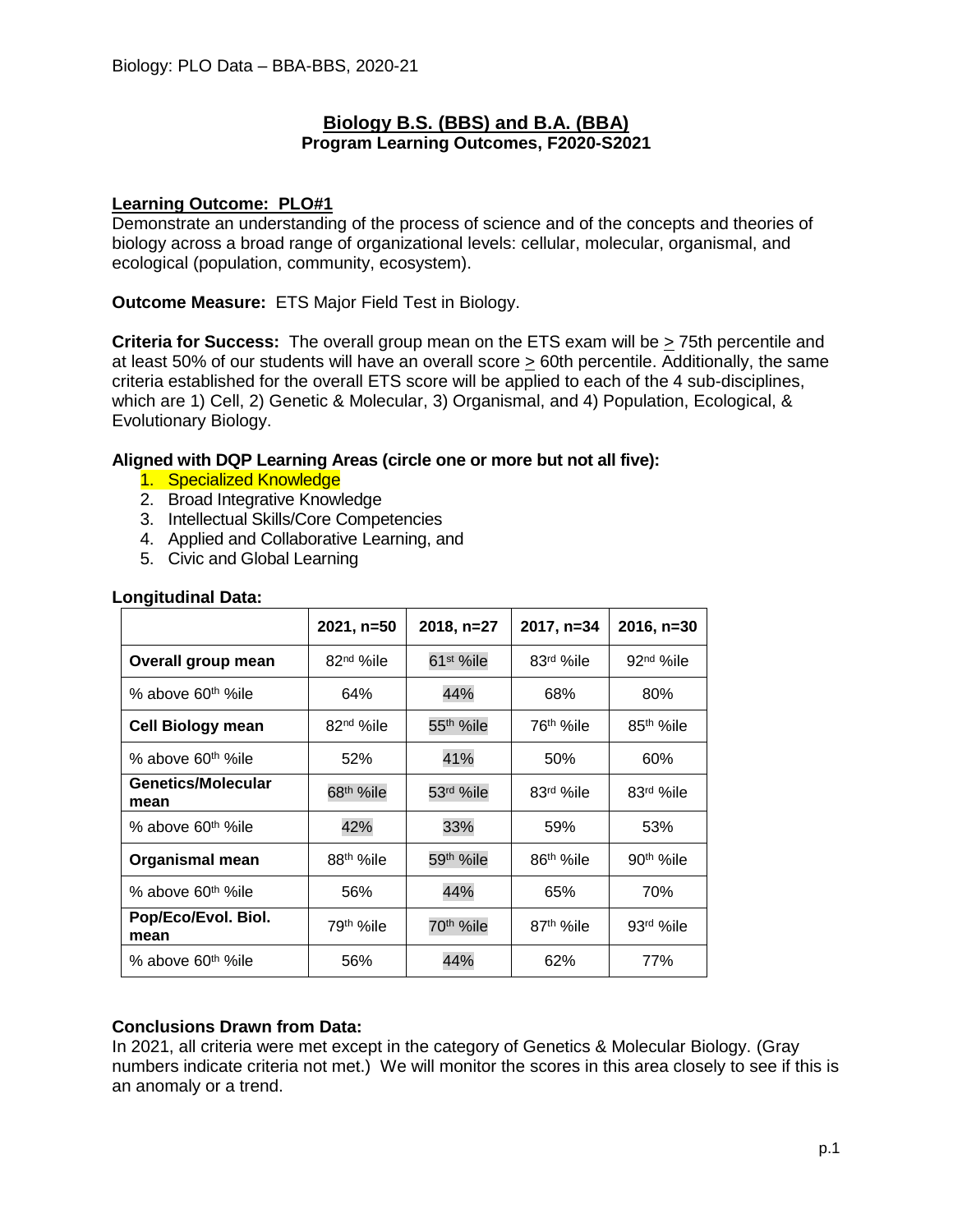# Biology B.S. (BBS) and B.A. (BBA)
## Program Learning Outcomes, F2020-S2021

### Learning Outcome: PLO#1

Demonstrate an understanding of the process of science and of the concepts and theories of biology across a broad range of organizational levels: cellular, molecular, organismal, and ecological (population, community, ecosystem).

**Outcome Measure:** ETS Major Field Test in Biology.

**Criteria for Success:** The overall group mean on the ETS exam will be $\geq$ 75th percentile and at least 50% of our students will have an overall score $\geq$ 60th percentile. Additionally, the same criteria established for the overall ETS score will be applied to each of the 4 sub-disciplines, which are 1) Cell, 2) Genetic & Molecular, 3) Organismal, and 4) Population, Ecological, & Evolutionary Biology.

**Aligned with DQP Learning Areas (circle one or more but not all five):**

1. Specialized Knowledge
2. Broad Integrative Knowledge
3. Intellectual Skills/Core Competencies
4. Applied and Collaborative Learning, and
5. Civic and Global Learning

**Longitudinal Data:**

| | 2021, n=50 | 2018, n=27 | 2017, n=34 | 2016, n=30 |
|---|---|---|---|---|
| **Overall group mean** | 82nd %ile | 61st %ile | 83rd %ile | 92nd %ile |
| % above 60th %ile | 64% | 44% | 68% | 80% |
| **Cell Biology mean** | 82nd %ile | 55th %ile | 76th %ile | 85th %ile |
| % above 60th %ile | 52% | 41% | 50% | 60% |
| **Genetics/Molecular mean** | 68th %ile | 53rd %ile | 83rd %ile | 83rd %ile |
| % above 60th %ile | 42% | 33% | 59% | 53% |
| **Organismal mean** | 88th %ile | 59th %ile | 86th %ile | 90th %ile |
| % above 60th %ile | 56% | 44% | 65% | 70% |
| **Pop/Eco/Evol. Biol. mean** | 79th %ile | 70th %ile | 87th %ile | 93rd %ile |
| % above 60th %ile | 56% | 44% | 62% | 77% |

**Conclusions Drawn from Data:**

In 2021, all criteria were met except in the category of Genetics & Molecular Biology. (Gray numbers indicate criteria not met.) We will monitor the scores in this area closely to see if this is an anomaly or a trend.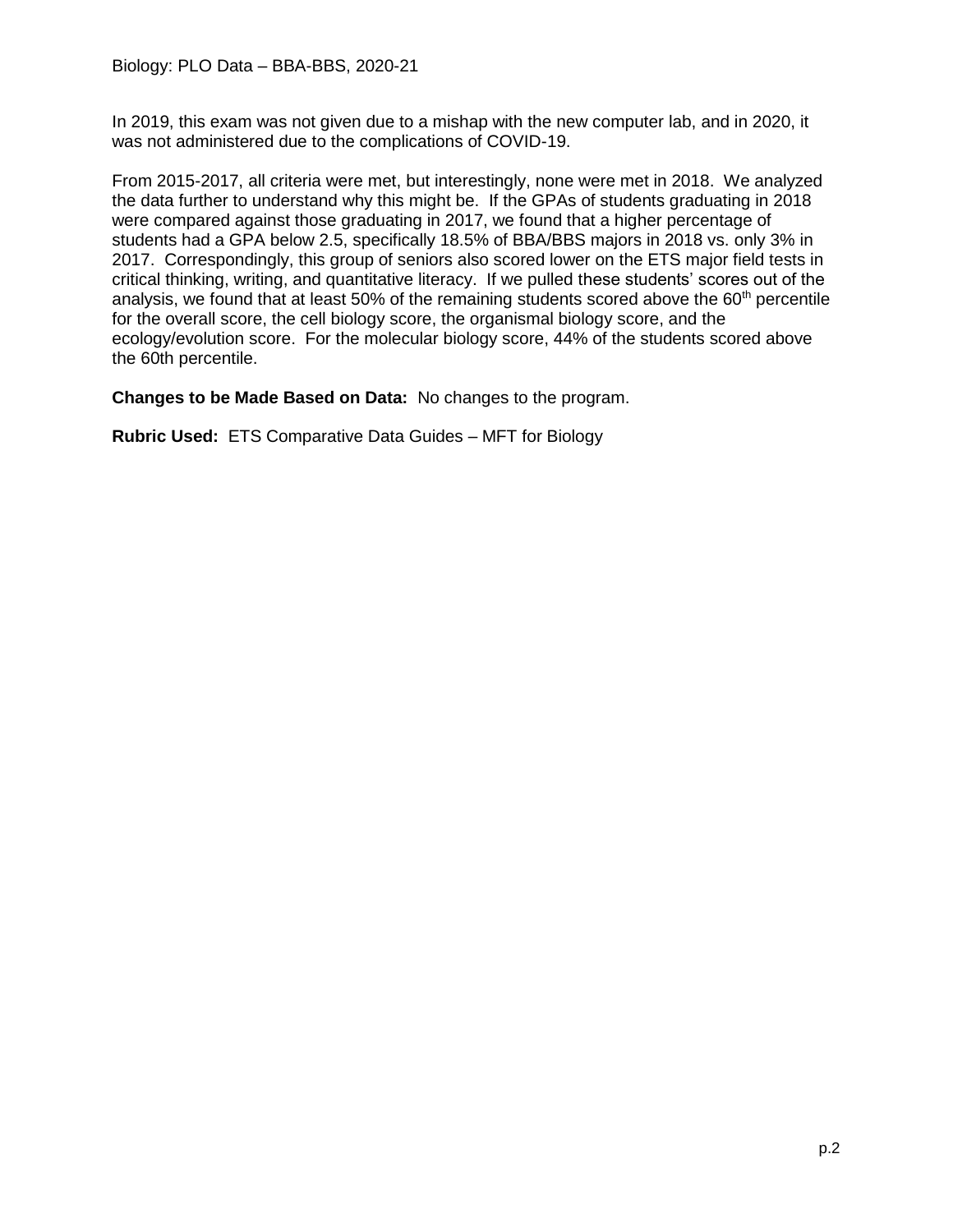In 2019, this exam was not given due to a mishap with the new computer lab, and in 2020, it was not administered due to the complications of COVID-19.

From 2015-2017, all criteria were met, but interestingly, none were met in 2018. We analyzed the data further to understand why this might be. If the GPAs of students graduating in 2018 were compared against those graduating in 2017, we found that a higher percentage of students had a GPA below 2.5, specifically 18.5% of BBA/BBS majors in 2018 vs. only 3% in 2017. Correspondingly, this group of seniors also scored lower on the ETS major field tests in critical thinking, writing, and quantitative literacy. If we pulled these students' scores out of the analysis, we found that at least 50% of the remaining students scored above the 60th percentile for the overall score, the cell biology score, the organismal biology score, and the ecology/evolution score. For the molecular biology score, 44% of the students scored above the 60th percentile.

**Changes to be Made Based on Data:** No changes to the program.

**Rubric Used:** ETS Comparative Data Guides – MFT for Biology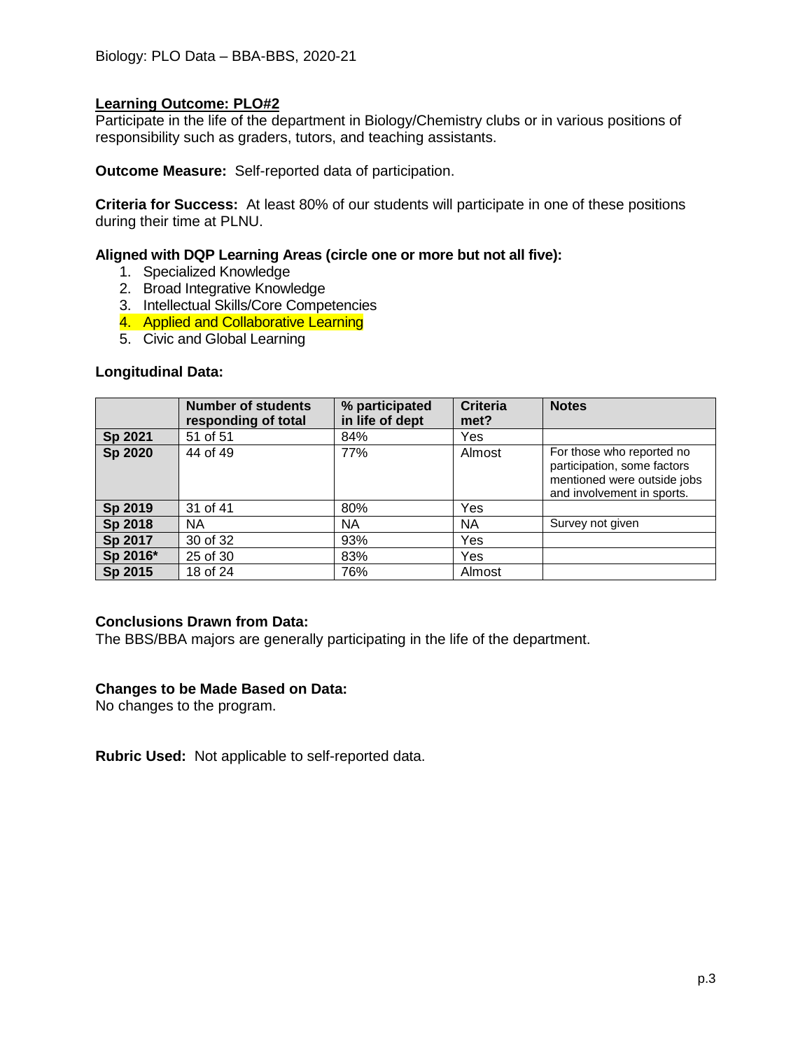Biology: PLO Data – BBA-BBS, 2020-21

## Learning Outcome: PLO#2

Participate in the life of the department in Biology/Chemistry clubs or in various positions of responsibility such as graders, tutors, and teaching assistants.

**Outcome Measure:** Self-reported data of participation.

**Criteria for Success:** At least 80% of our students will participate in one of these positions during their time at PLNU.

**Aligned with DQP Learning Areas (circle one or more but not all five):**

1. Specialized Knowledge
2. Broad Integrative Knowledge
3. Intellectual Skills/Core Competencies
4. Applied and Collaborative Learning
5. Civic and Global Learning

**Longitudinal Data:**

| | Number of students responding of total | % participated in life of dept | Criteria met? | Notes |
|---|---|---|---|---|
| **Sp 2021** | 51 of 51 | 84% | Yes | |
| **Sp 2020** | 44 of 49 | 77% | Almost | For those who reported no participation, some factors mentioned were outside jobs and involvement in sports. |
| **Sp 2019** | 31 of 41 | 80% | Yes | |
| **Sp 2018** | NA | NA | NA | Survey not given |
| **Sp 2017** | 30 of 32 | 93% | Yes | |
| **Sp 2016*** | 25 of 30 | 83% | Yes | |
| **Sp 2015** | 18 of 24 | 76% | Almost | |

**Conclusions Drawn from Data:**
The BBS/BBA majors are generally participating in the life of the department.

**Changes to be Made Based on Data:**
No changes to the program.

**Rubric Used:** Not applicable to self-reported data.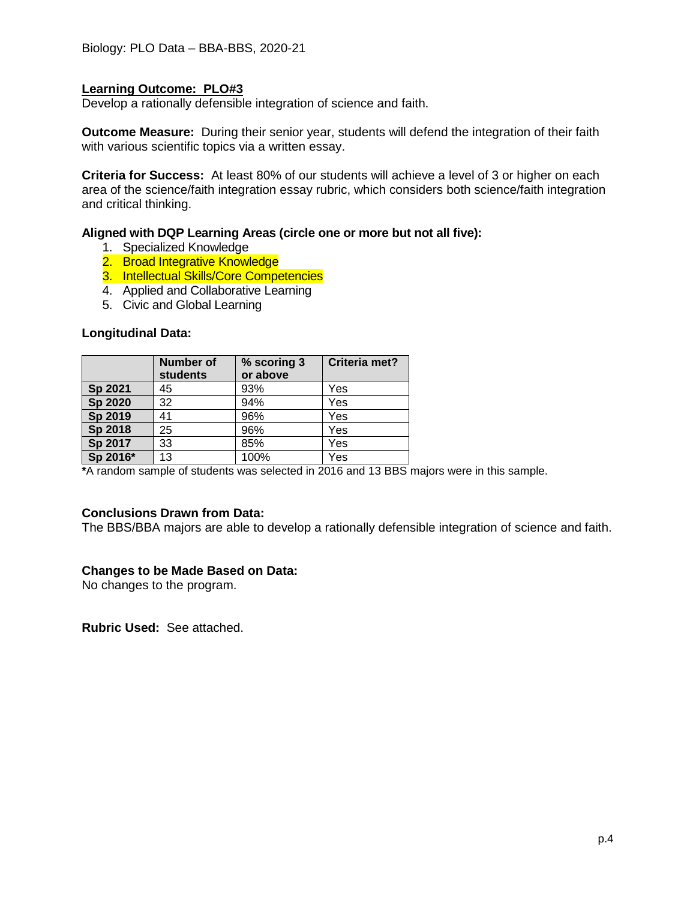Biology: PLO Data – BBA-BBS, 2020-21

**Learning Outcome: PLO#3**
Develop a rationally defensible integration of science and faith.

**Outcome Measure:** During their senior year, students will defend the integration of their faith with various scientific topics via a written essay.

**Criteria for Success:** At least 80% of our students will achieve a level of 3 or higher on each area of the science/faith integration essay rubric, which considers both science/faith integration and critical thinking.

**Aligned with DQP Learning Areas (circle one or more but not all five):**

1. Specialized Knowledge
2. Broad Integrative Knowledge
3. Intellectual Skills/Core Competencies
4. Applied and Collaborative Learning
5. Civic and Global Learning

**Longitudinal Data:**

| | Number of students | % scoring 3 or above | Criteria met? |
|---|---|---|---|
| **Sp 2021** | 45 | 93% | Yes |
| **Sp 2020** | 32 | 94% | Yes |
| **Sp 2019** | 41 | 96% | Yes |
| **Sp 2018** | 25 | 96% | Yes |
| **Sp 2017** | 33 | 85% | Yes |
| **Sp 2016*** | 13 | 100% | Yes |

***A random sample of students was selected in 2016 and 13 BBS majors were in this sample.**

**Conclusions Drawn from Data:**
The BBS/BBA majors are able to develop a rationally defensible integration of science and faith.

**Changes to be Made Based on Data:**
No changes to the program.

**Rubric Used:** See attached.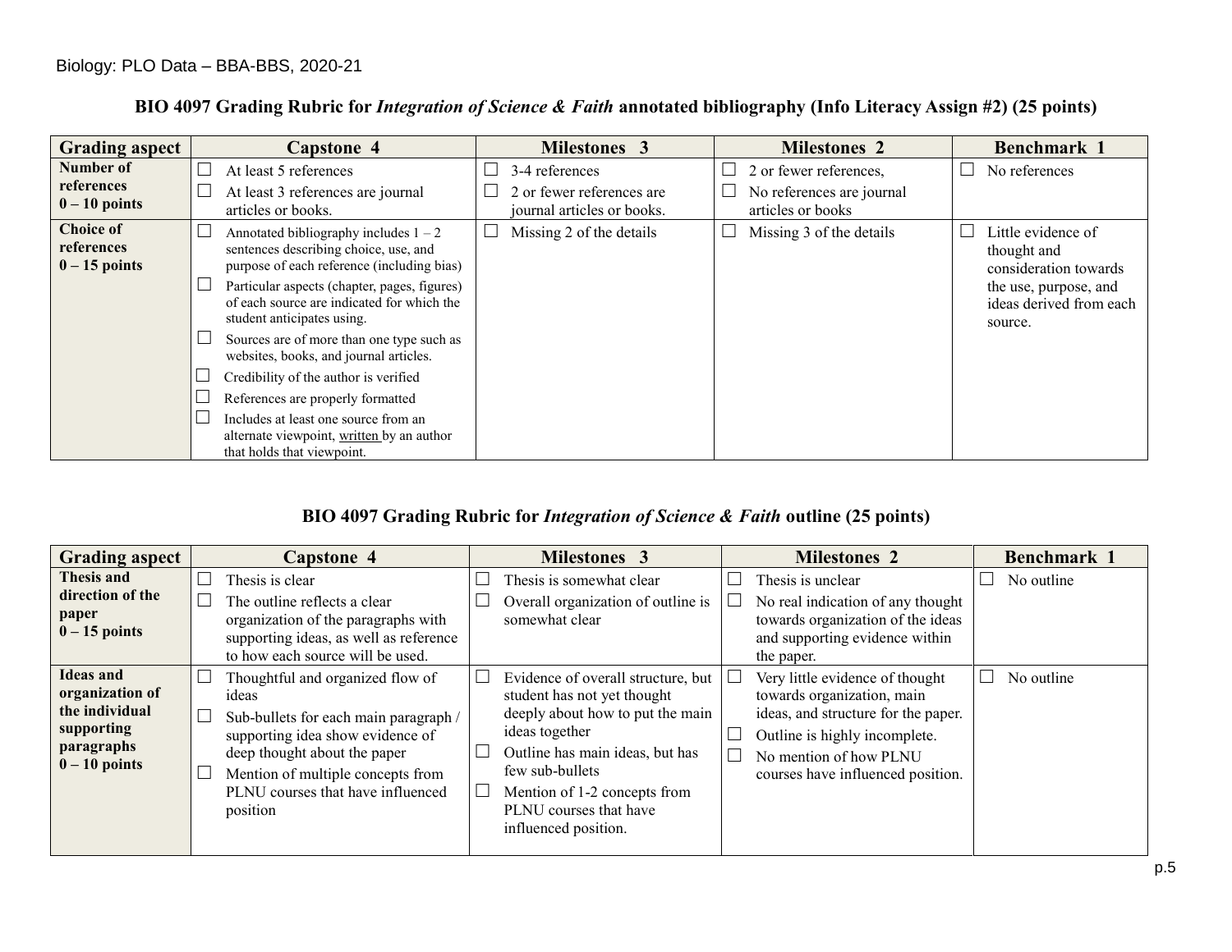## BIO 4097 Grading Rubric for *Integration of Science & Faith* annotated bibliography (Info Literacy Assign #2) (25 points)

| Grading aspect | Capstone 4 | Milestones 3 | Milestones 2 | Benchmark 1 |
|---|---|---|---|---|
| **Number of references 0 – 10 points** | ☐ At least 5 references<br>☐ At least 3 references are journal articles or books. | ☐ 3-4 references<br>☐ 2 or fewer references are journal articles or books. | ☐ 2 or fewer references,<br>☐ No references are journal articles or books | ☐ No references |
| **Choice of references 0 – 15 points** | ☐ Annotated bibliography includes 1 – 2 sentences describing choice, use, and purpose of each reference (including bias)<br>☐ Particular aspects (chapter, pages, figures) of each source are indicated for which the student anticipates using.<br>☐ Sources are of more than one type such as websites, books, and journal articles.<br>☐ Credibility of the author is verified<br>☐ References are properly formatted<br>☐ Includes at least one source from an alternate viewpoint, written by an author that holds that viewpoint. | ☐ Missing 2 of the details | ☐ Missing 3 of the details | ☐ Little evidence of thought and consideration towards the use, purpose, and ideas derived from each source. |

## BIO 4097 Grading Rubric for *Integration of Science & Faith* outline (25 points)

| Grading aspect | Capstone 4 | Milestones 3 | Milestones 2 | Benchmark 1 |
|---|---|---|---|---|
| **Thesis and direction of the paper 0 – 15 points** | ☐ Thesis is clear<br>☐ The outline reflects a clear organization of the paragraphs with supporting ideas, as well as reference to how each source will be used. | ☐ Thesis is somewhat clear<br>☐ Overall organization of outline is somewhat clear | ☐ Thesis is unclear<br>☐ No real indication of any thought towards organization of the ideas and supporting evidence within the paper. | ☐ No outline |
| **Ideas and organization of the individual supporting paragraphs 0 – 10 points** | ☐ Thoughtful and organized flow of ideas<br>☐ Sub-bullets for each main paragraph / supporting idea show evidence of deep thought about the paper<br>☐ Mention of multiple concepts from PLNU courses that have influenced position | ☐ Evidence of overall structure, but student has not yet thought deeply about how to put the main ideas together<br>☐ Outline has main ideas, but has few sub-bullets<br>☐ Mention of 1-2 concepts from PLNU courses that have influenced position. | ☐ Very little evidence of thought towards organization, main ideas, and structure for the paper.<br>☐ Outline is highly incomplete.<br>☐ No mention of how PLNU courses have influenced position. | ☐ No outline |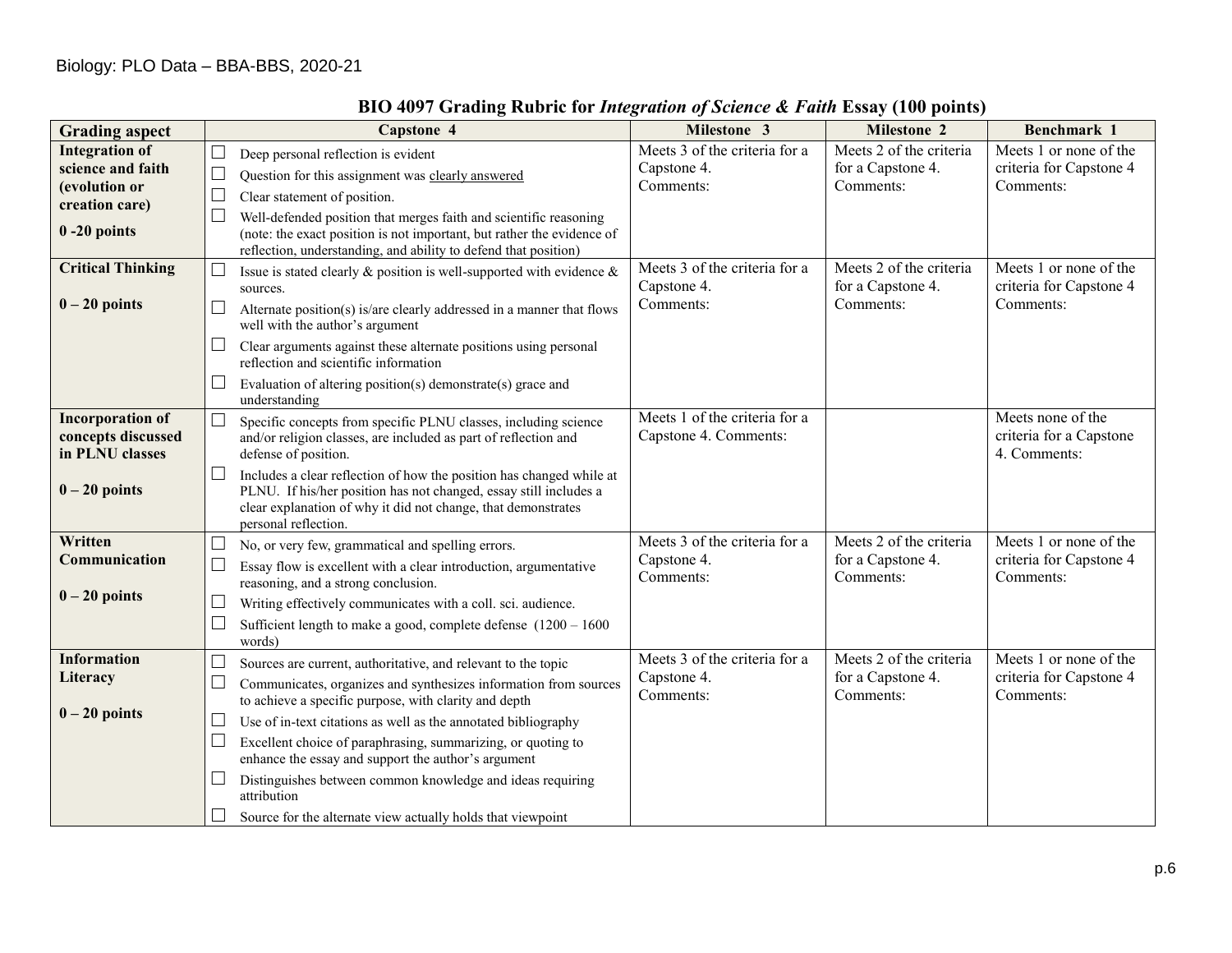Biology: PLO Data – BBA-BBS, 2020-21

## BIO 4097 Grading Rubric for *Integration of Science & Faith* Essay (100 points)

| Grading aspect | Capstone 4 | Milestone 3 | Milestone 2 | Benchmark 1 |
|---|---|---|---|---|
| **Integration of science and faith (evolution or creation care)**<br><br>**0 -20 points** | ☐ Deep personal reflection is evident<br>☐ Question for this assignment was <u>clearly answered</u><br>☐ Clear statement of position.<br>☐ Well-defended position that merges faith and scientific reasoning (note: the exact position is not important, but rather the evidence of reflection, understanding, and ability to defend that position) | Meets 3 of the criteria for a Capstone 4.<br>Comments: | Meets 2 of the criteria for a Capstone 4.<br>Comments: | Meets 1 or none of the criteria for Capstone 4<br>Comments: |
| **Critical Thinking**<br><br>**0 – 20 points** | ☐ Issue is stated clearly & position is well-supported with evidence & sources.<br>☐ Alternate position(s) is/are clearly addressed in a manner that flows well with the author's argument<br>☐ Clear arguments against these alternate positions using personal reflection and scientific information<br>☐ Evaluation of altering position(s) demonstrate(s) grace and understanding | Meets 3 of the criteria for a Capstone 4.<br>Comments: | Meets 2 of the criteria for a Capstone 4.<br>Comments: | Meets 1 or none of the criteria for Capstone 4<br>Comments: |
| **Incorporation of concepts discussed in PLNU classes**<br><br>**0 – 20 points** | ☐ Specific concepts from specific PLNU classes, including science and/or religion classes, are included as part of reflection and defense of position.<br>☐ Includes a clear reflection of how the position has changed while at PLNU. If his/her position has not changed, essay still includes a clear explanation of why it did not change, that demonstrates personal reflection. | Meets 1 of the criteria for a Capstone 4. Comments: | | Meets none of the criteria for a Capstone 4. Comments: |
| **Written Communication**<br><br>**0 – 20 points** | ☐ No, or very few, grammatical and spelling errors.<br>☐ Essay flow is excellent with a clear introduction, argumentative reasoning, and a strong conclusion.<br>☐ Writing effectively communicates with a coll. sci. audience.<br>☐ Sufficient length to make a good, complete defense (1200 – 1600 words) | Meets 3 of the criteria for a Capstone 4.<br>Comments: | Meets 2 of the criteria for a Capstone 4.<br>Comments: | Meets 1 or none of the criteria for Capstone 4<br>Comments: |
| **Information Literacy**<br><br>**0 – 20 points** | ☐ Sources are current, authoritative, and relevant to the topic<br>☐ Communicates, organizes and synthesizes information from sources to achieve a specific purpose, with clarity and depth<br>☐ Use of in-text citations as well as the annotated bibliography<br>☐ Excellent choice of paraphrasing, summarizing, or quoting to enhance the essay and support the author's argument<br>☐ Distinguishes between common knowledge and ideas requiring attribution<br>☐ Source for the alternate view actually holds that viewpoint | Meets 3 of the criteria for a Capstone 4.<br>Comments: | Meets 2 of the criteria for a Capstone 4.<br>Comments: | Meets 1 or none of the criteria for Capstone 4<br>Comments: |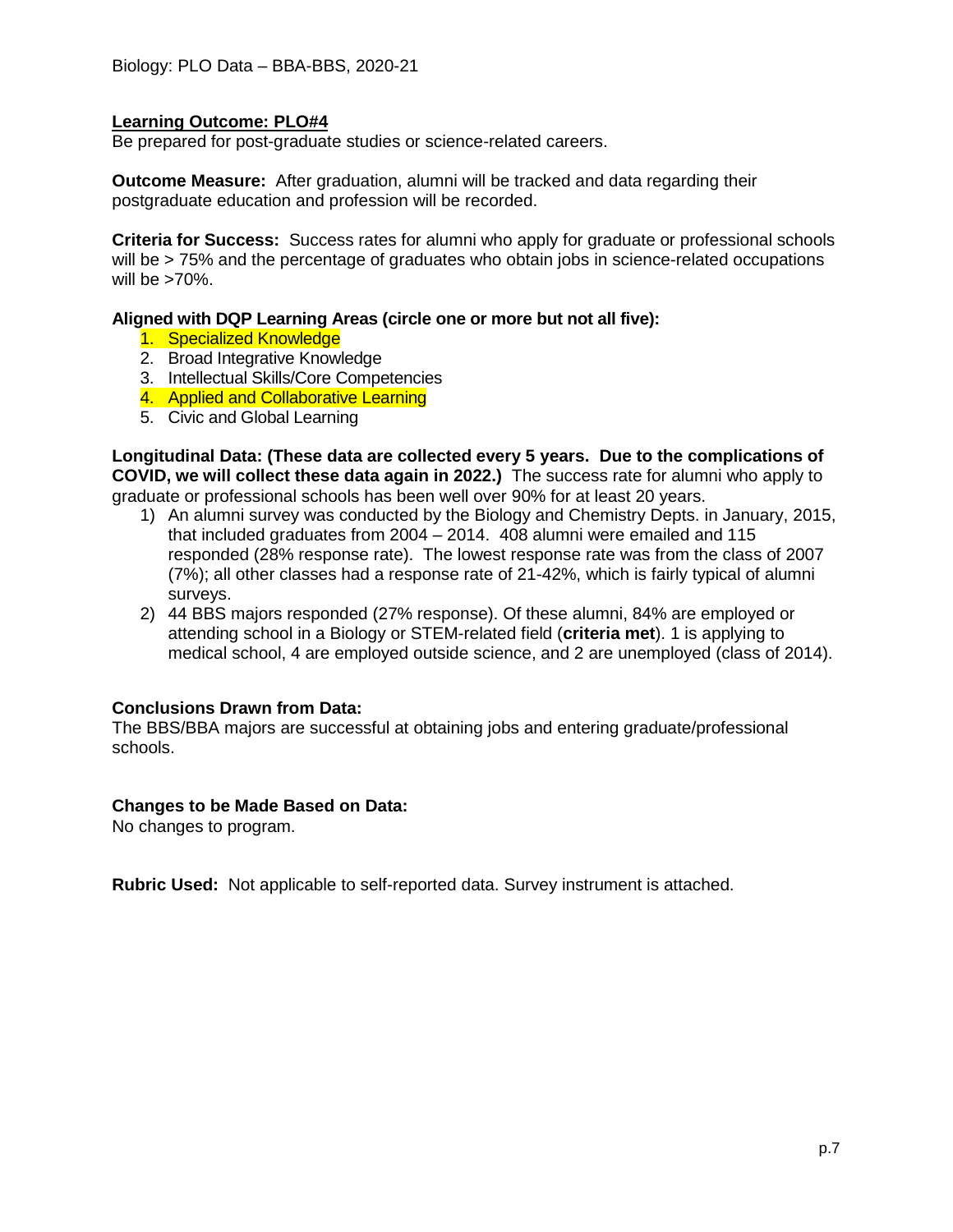**Learning Outcome: PLO#4**

Be prepared for post-graduate studies or science-related careers.

**Outcome Measure:** After graduation, alumni will be tracked and data regarding their postgraduate education and profession will be recorded.

**Criteria for Success:** Success rates for alumni who apply for graduate or professional schools will be > 75% and the percentage of graduates who obtain jobs in science-related occupations will be >70%.

**Aligned with DQP Learning Areas (circle one or more but not all five):**

1. Specialized Knowledge
2. Broad Integrative Knowledge
3. Intellectual Skills/Core Competencies
4. Applied and Collaborative Learning
5. Civic and Global Learning

**Longitudinal Data: (These data are collected every 5 years. Due to the complications of COVID, we will collect these data again in 2022.)** The success rate for alumni who apply to graduate or professional schools has been well over 90% for at least 20 years.

1) An alumni survey was conducted by the Biology and Chemistry Depts. in January, 2015, that included graduates from 2004 – 2014. 408 alumni were emailed and 115 responded (28% response rate). The lowest response rate was from the class of 2007 (7%); all other classes had a response rate of 21-42%, which is fairly typical of alumni surveys.
2) 44 BBS majors responded (27% response). Of these alumni, 84% are employed or attending school in a Biology or STEM-related field (**criteria met**). 1 is applying to medical school, 4 are employed outside science, and 2 are unemployed (class of 2014).

**Conclusions Drawn from Data:**

The BBS/BBA majors are successful at obtaining jobs and entering graduate/professional schools.

**Changes to be Made Based on Data:**

No changes to program.

**Rubric Used:** Not applicable to self-reported data. Survey instrument is attached.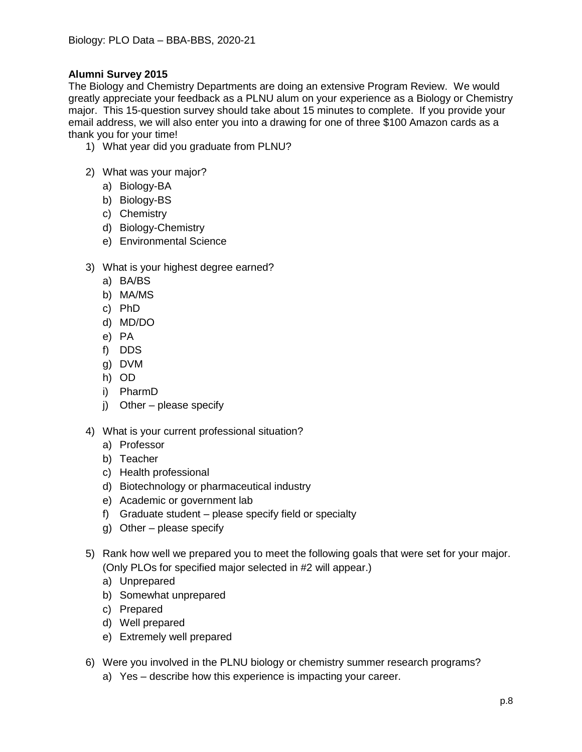**Alumni Survey 2015**

The Biology and Chemistry Departments are doing an extensive Program Review. We would greatly appreciate your feedback as a PLNU alum on your experience as a Biology or Chemistry major. This 15-question survey should take about 15 minutes to complete. If you provide your email address, we will also enter you into a drawing for one of three $100 Amazon cards as a thank you for your time!

1) What year did you graduate from PLNU?

2) What was your major?
   a) Biology-BA
   b) Biology-BS
   c) Chemistry
   d) Biology-Chemistry
   e) Environmental Science

3) What is your highest degree earned?
   a) BA/BS
   b) MA/MS
   c) PhD
   d) MD/DO
   e) PA
   f) DDS
   g) DVM
   h) OD
   i) PharmD
   j) Other – please specify

4) What is your current professional situation?
   a) Professor
   b) Teacher
   c) Health professional
   d) Biotechnology or pharmaceutical industry
   e) Academic or government lab
   f) Graduate student – please specify field or specialty
   g) Other – please specify

5) Rank how well we prepared you to meet the following goals that were set for your major. (Only PLOs for specified major selected in #2 will appear.)
   a) Unprepared
   b) Somewhat unprepared
   c) Prepared
   d) Well prepared
   e) Extremely well prepared

6) Were you involved in the PLNU biology or chemistry summer research programs?
   a) Yes – describe how this experience is impacting your career.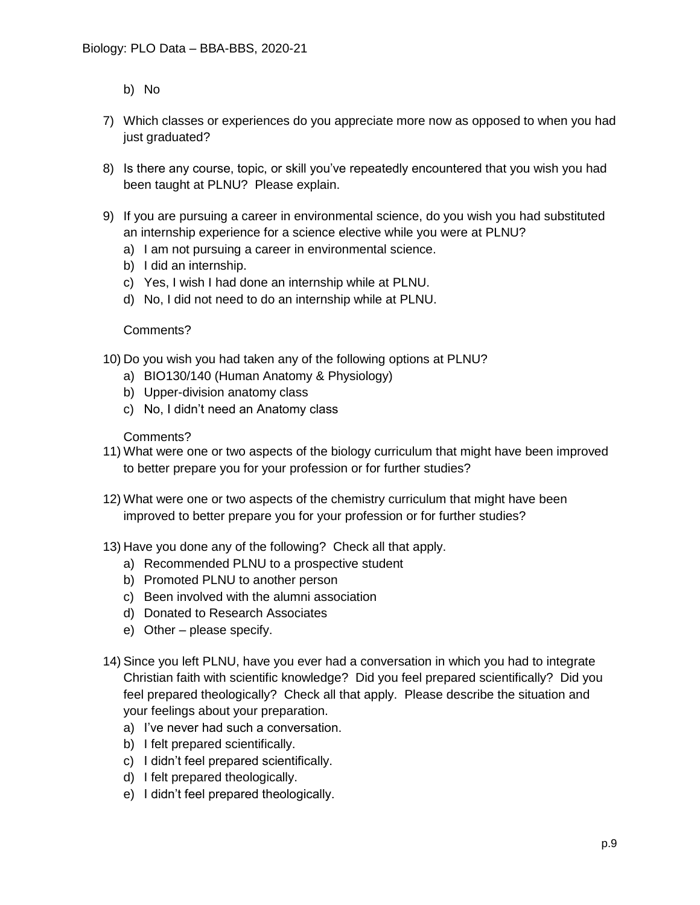b) No

7) Which classes or experiences do you appreciate more now as opposed to when you had just graduated?

8) Is there any course, topic, or skill you've repeatedly encountered that you wish you had been taught at PLNU? Please explain.

9) If you are pursuing a career in environmental science, do you wish you had substituted an internship experience for a science elective while you were at PLNU?
   a) I am not pursuing a career in environmental science.
   b) I did an internship.
   c) Yes, I wish I had done an internship while at PLNU.
   d) No, I did not need to do an internship while at PLNU.

   Comments?

10) Do you wish you had taken any of the following options at PLNU?
   a) BIO130/140 (Human Anatomy & Physiology)
   b) Upper-division anatomy class
   c) No, I didn't need an Anatomy class

   Comments?

11) What were one or two aspects of the biology curriculum that might have been improved to better prepare you for your profession or for further studies?

12) What were one or two aspects of the chemistry curriculum that might have been improved to better prepare you for your profession or for further studies?

13) Have you done any of the following? Check all that apply.
   a) Recommended PLNU to a prospective student
   b) Promoted PLNU to another person
   c) Been involved with the alumni association
   d) Donated to Research Associates
   e) Other – please specify.

14) Since you left PLNU, have you ever had a conversation in which you had to integrate Christian faith with scientific knowledge? Did you feel prepared scientifically? Did you feel prepared theologically? Check all that apply. Please describe the situation and your feelings about your preparation.
   a) I've never had such a conversation.
   b) I felt prepared scientifically.
   c) I didn't feel prepared scientifically.
   d) I felt prepared theologically.
   e) I didn't feel prepared theologically.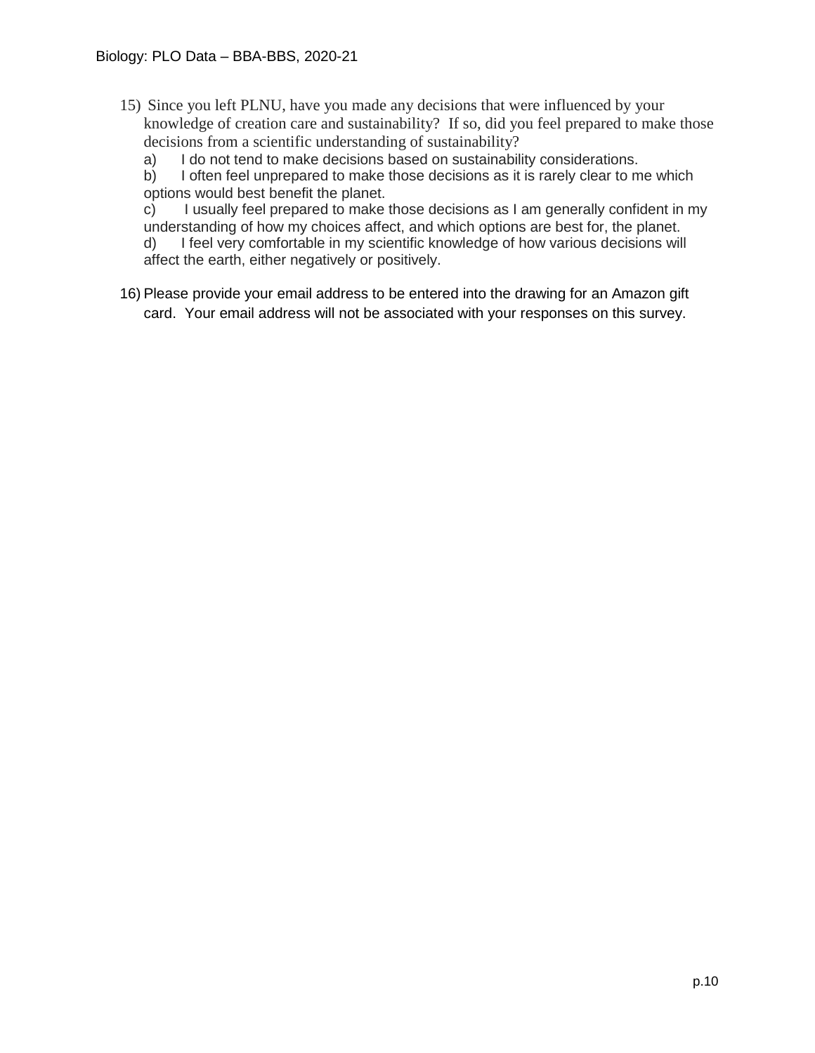15) Since you left PLNU, have you made any decisions that were influenced by your knowledge of creation care and sustainability? If so, did you feel prepared to make those decisions from a scientific understanding of sustainability?

a) I do not tend to make decisions based on sustainability considerations.

b) I often feel unprepared to make those decisions as it is rarely clear to me which options would best benefit the planet.

c) I usually feel prepared to make those decisions as I am generally confident in my understanding of how my choices affect, and which options are best for, the planet.

d) I feel very comfortable in my scientific knowledge of how various decisions will affect the earth, either negatively or positively.

16) Please provide your email address to be entered into the drawing for an Amazon gift card. Your email address will not be associated with your responses on this survey.